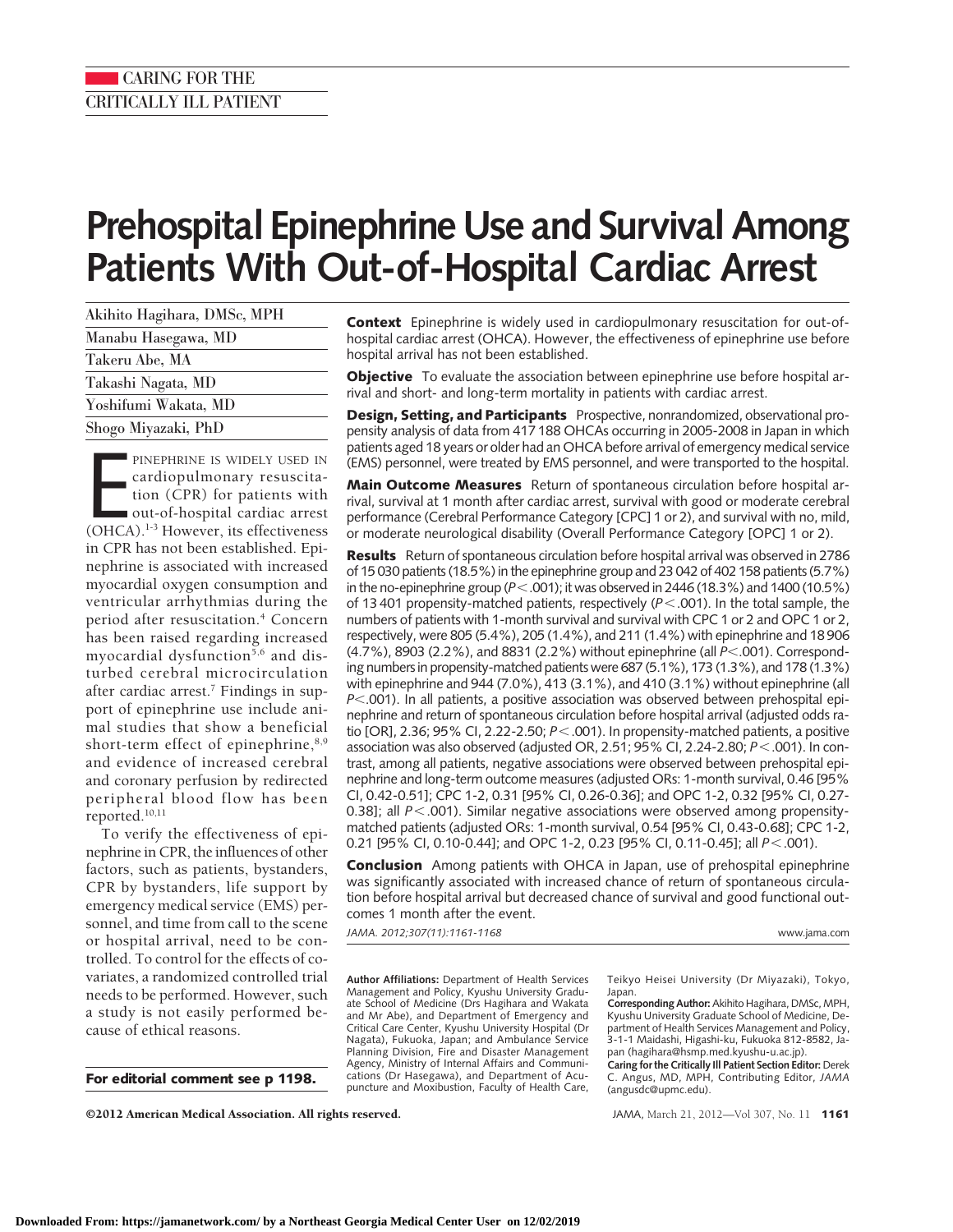CARING FOR THE CRITICALLY ILL PATIENT

# Prehospital Epinephrine Use and Survival Among Patients With Out-of-Hospital Cardiac Arrest

Akihito Hagihara, DMSc, MPH

Manabu Hasegawa, MD

Takeru Abe, MA

Takashi Nagata, MD

Yoshifumi Wakata, MD

Shogo Miyazaki, PhD

**Context** Epinephrine is widely used in cardiopulmonary resuscitation for out-of-hospital cardiac arrest (OHCA). However, the effectiveness of epinephrine use before hospital arrival has not been established.

**Objective** To evaluate the association between epinephrine use before hospital arrival and short- and long-term mortality in patients with cardiac arrest.

**Design, Setting, and Participants** Prospective, nonrandomized, observational propensity analysis of data from 417 188 OHCAs occurring in 2005-2008 in Japan in which patients aged 18 years or older had an OHCA before arrival of emergency medical service (EMS) personnel, were treated by EMS personnel, and were transported to the hospital.

**Main Outcome Measures** Return of spontaneous circulation before hospital arrival, survival at 1 month after cardiac arrest, survival with good or moderate cerebral performance (Cerebral Performance Category [CPC] 1 or 2), and survival with no, mild, or moderate neurological disability (Overall Performance Category [OPC] 1 or 2).

**Results** Return of spontaneous circulation before hospital arrival was observed in 2786 of 15 030 patients (18.5%) in the epinephrine group and 23 042 of 402 158 patients (5.7%) in the no-epinephrine group ($P < .001$); it was observed in 2446 (18.3%) and 1400 (10.5%) of 13 401 propensity-matched patients, respectively ($P < .001$). In the total sample, the numbers of patients with 1-month survival and survival with CPC 1 or 2 and OPC 1 or 2, respectively, were 805 (5.4%), 205 (1.4%), and 211 (1.4%) with epinephrine and 18 906 (4.7%), 8903 (2.2%), and 8831 (2.2%) without epinephrine (all $P < .001$). Corresponding numbers in propensity-matched patients were 687 (5.1%), 173 (1.3%), and 178 (1.3%) with epinephrine and 944 (7.0%), 413 (3.1%), and 410 (3.1%) without epinephrine (all $P < .001$). In all patients, a positive association was observed between prehospital epinephrine and return of spontaneous circulation before hospital arrival (adjusted odds ratio [OR], 2.36; 95% CI, 2.22-2.50; $P < .001$). In propensity-matched patients, a positive association was also observed (adjusted OR, 2.51; 95% CI, 2.24-2.80; $P < .001$). In contrast, among all patients, negative associations were observed between prehospital epinephrine and long-term outcome measures (adjusted ORs: 1-month survival, 0.46 [95% CI, 0.42-0.51]; CPC 1-2, 0.31 [95% CI, 0.26-0.36]; and OPC 1-2, 0.32 [95% CI, 0.27-0.38]; all $P < .001$). Similar negative associations were observed among propensity-matched patients (adjusted ORs: 1-month survival, 0.54 [95% CI, 0.43-0.68]; CPC 1-2, 0.21 [95% CI, 0.10-0.44]; and OPC 1-2, 0.23 [95% CI, 0.11-0.45]; all $P < .001$).

**Conclusion** Among patients with OHCA in Japan, use of prehospital epinephrine was significantly associated with increased chance of return of spontaneous circulation before hospital arrival but decreased chance of survival and good functional outcomes 1 month after the event.

*JAMA. 2012;307(11):1161-1168* www.jama.com

Epinephrine is widely used in cardiopulmonary resuscitation (CPR) for patients with out-of-hospital cardiac arrest (OHCA).[1-3] However, its effectiveness in CPR has not been established. Epinephrine is associated with increased myocardial oxygen consumption and ventricular arrhythmias during the period after resuscitation.[4] Concern has been raised regarding increased myocardial dysfunction[5,6] and disturbed cerebral microcirculation after cardiac arrest.[7] Findings in support of epinephrine use include animal studies that show a beneficial short-term effect of epinephrine,[8,9] and evidence of increased cerebral and coronary perfusion by redirected peripheral blood flow has been reported.[10,11]

To verify the effectiveness of epinephrine in CPR, the influences of other factors, such as patients, bystanders, CPR by bystanders, life support by emergency medical service (EMS) personnel, and time from call to the scene or hospital arrival, need to be controlled. To control for the effects of covariates, a randomized controlled trial needs to be performed. However, such a study is not easily performed because of ethical reasons.

**For editorial comment see p 1198.**

**Author Affiliations:** Department of Health Services Management and Policy, Kyushu University Graduate School of Medicine (Drs Hagihara and Wakata and Mr Abe), and Department of Emergency and Critical Care Center, Kyushu University Hospital (Dr Nagata), Fukuoka, Japan; and Ambulance Service Planning Division, Fire and Disaster Management Agency, Ministry of Internal Affairs and Communications (Dr Hasegawa), and Department of Acupuncture and Moxibustion, Faculty of Health Care, Teikyo Heisei University (Dr Miyazaki), Tokyo, Japan.

**Corresponding Author:** Akihito Hagihara, DMSc, MPH, Kyushu University Graduate School of Medicine, Department of Health Services Management and Policy, 3-1-1 Maidashi, Higashi-ku, Fukuoka 812-8582, Japan (hagihara@hsmp.med.kyushu-u.ac.jp).

**Caring for the Critically Ill Patient Section Editor:** Derek C. Angus, MD, MPH, Contributing Editor, *JAMA* (angusdc@upmc.edu).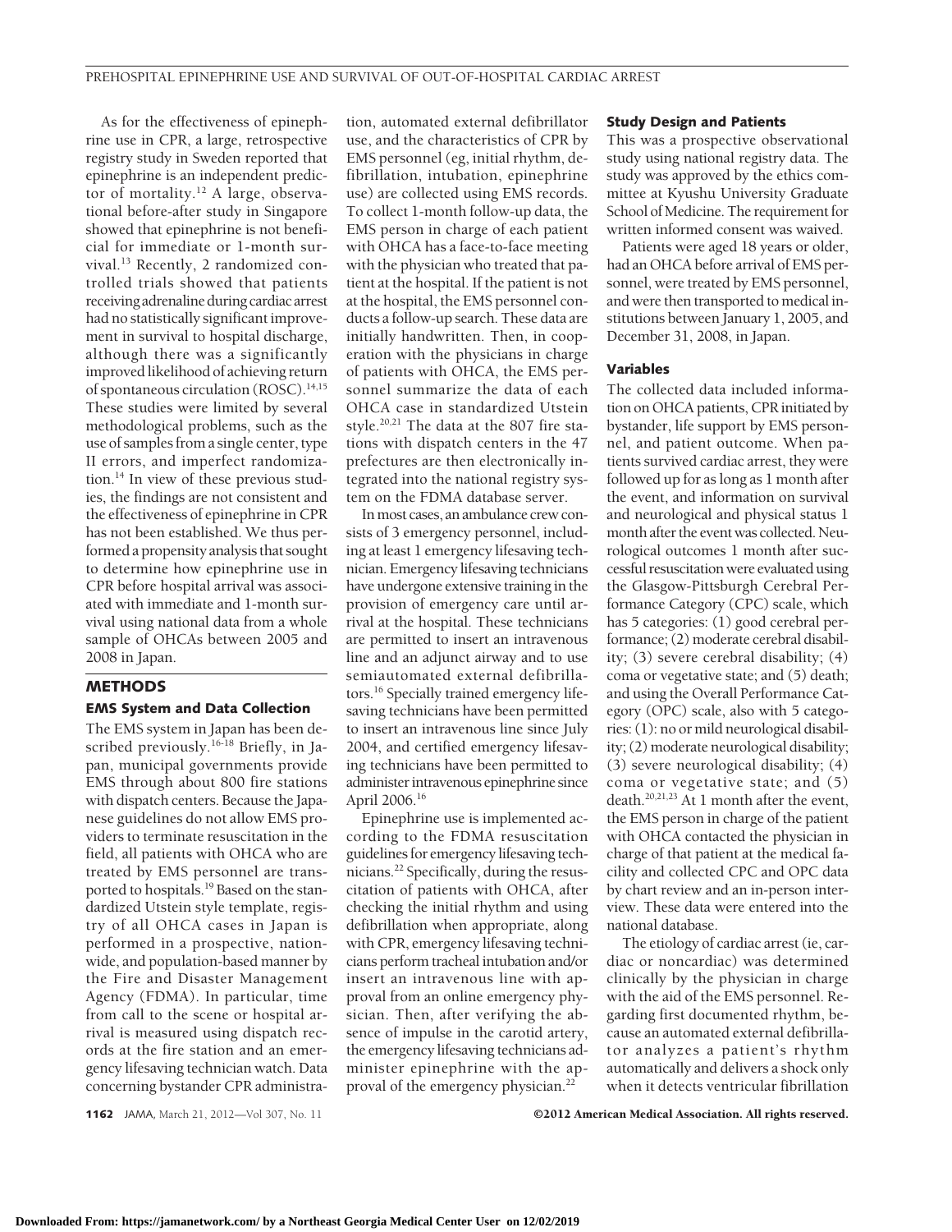As for the effectiveness of epinephrine use in CPR, a large, retrospective registry study in Sweden reported that epinephrine is an independent predictor of mortality.[12] A large, observational before-after study in Singapore showed that epinephrine is not beneficial for immediate or 1-month survival.[13] Recently, 2 randomized controlled trials showed that patients receiving adrenaline during cardiac arrest had no statistically significant improvement in survival to hospital discharge, although there was a significantly improved likelihood of achieving return of spontaneous circulation (ROSC).[14,15] These studies were limited by several methodological problems, such as the use of samples from a single center, type II errors, and imperfect randomization.[14] In view of these previous studies, the findings are not consistent and the effectiveness of epinephrine in CPR has not been established. We thus performed a propensity analysis that sought to determine how epinephrine use in CPR before hospital arrival was associated with immediate and 1-month survival using national data from a whole sample of OHCAs between 2005 and 2008 in Japan.

## METHODS

### EMS System and Data Collection

The EMS system in Japan has been described previously.[16-18] Briefly, in Japan, municipal governments provide EMS through about 800 fire stations with dispatch centers. Because the Japanese guidelines do not allow EMS providers to terminate resuscitation in the field, all patients with OHCA who are treated by EMS personnel are transported to hospitals.[19] Based on the standardized Utstein style template, registry of all OHCA cases in Japan is performed in a prospective, nationwide, and population-based manner by the Fire and Disaster Management Agency (FDMA). In particular, time from call to the scene or hospital arrival is measured using dispatch records at the fire station and an emergency lifesaving technician watch. Data concerning bystander CPR administration, automated external defibrillator use, and the characteristics of CPR by EMS personnel (eg, initial rhythm, defibrillation, intubation, epinephrine use) are collected using EMS records. To collect 1-month follow-up data, the EMS person in charge of each patient with OHCA has a face-to-face meeting with the physician who treated that patient at the hospital. If the patient is not at the hospital, the EMS personnel conducts a follow-up search. These data are initially handwritten. Then, in cooperation with the physicians in charge of patients with OHCA, the EMS personnel summarize the data of each OHCA case in standardized Utstein style.[20,21] The data at the 807 fire stations with dispatch centers in the 47 prefectures are then electronically integrated into the national registry system on the FDMA database server.

In most cases, an ambulance crew consists of 3 emergency personnel, including at least 1 emergency lifesaving technician. Emergency lifesaving technicians have undergone extensive training in the provision of emergency care until arrival at the hospital. These technicians are permitted to insert an intravenous line and an adjunct airway and to use semiautomated external defibrillators.[16] Specially trained emergency lifesaving technicians have been permitted to insert an intravenous line since July 2004, and certified emergency lifesaving technicians have been permitted to administer intravenous epinephrine since April 2006.[16]

Epinephrine use is implemented according to the FDMA resuscitation guidelines for emergency lifesaving technicians.[22] Specifically, during the resuscitation of patients with OHCA, after checking the initial rhythm and using defibrillation when appropriate, along with CPR, emergency lifesaving technicians perform tracheal intubation and/or insert an intravenous line with approval from an online emergency physician. Then, after verifying the absence of impulse in the carotid artery, the emergency lifesaving technicians administer epinephrine with the approval of the emergency physician.[22]

### Study Design and Patients

This was a prospective observational study using national registry data. The study was approved by the ethics committee at Kyushu University Graduate School of Medicine. The requirement for written informed consent was waived.

Patients were aged 18 years or older, had an OHCA before arrival of EMS personnel, were treated by EMS personnel, and were then transported to medical institutions between January 1, 2005, and December 31, 2008, in Japan.

### Variables

The collected data included information on OHCA patients, CPR initiated by bystander, life support by EMS personnel, and patient outcome. When patients survived cardiac arrest, they were followed up for as long as 1 month after the event, and information on survival and neurological and physical status 1 month after the event was collected. Neurological outcomes 1 month after successful resuscitation were evaluated using the Glasgow-Pittsburgh Cerebral Performance Category (CPC) scale, which has 5 categories: (1) good cerebral performance; (2) moderate cerebral disability; (3) severe cerebral disability; (4) coma or vegetative state; and (5) death; and using the Overall Performance Category (OPC) scale, also with 5 categories: (1): no or mild neurological disability; (2) moderate neurological disability; (3) severe neurological disability; (4) coma or vegetative state; and (5) death.[20,21,23] At 1 month after the event, the EMS person in charge of the patient with OHCA contacted the physician in charge of that patient at the medical facility and collected CPC and OPC data by chart review and an in-person interview. These data were entered into the national database.

The etiology of cardiac arrest (ie, cardiac or noncardiac) was determined clinically by the physician in charge with the aid of the EMS personnel. Regarding first documented rhythm, because an automated external defibrillator analyzes a patient's rhythm automatically and delivers a shock only when it detects ventricular fibrillation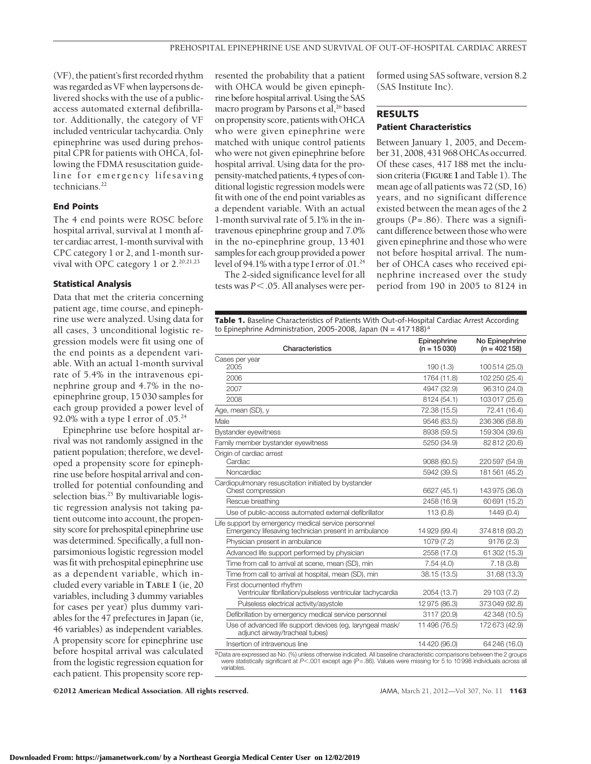(VF), the patient's first recorded rhythm was regarded as VF when laypersons delivered shocks with the use of a public-access automated external defibrillator. Additionally, the category of VF included ventricular tachycardia. Only epinephrine was used during prehospital CPR for patients with OHCA, following the FDMA resuscitation guideline for emergency lifesaving technicians.[22]

### End Points

The 4 end points were ROSC before hospital arrival, survival at 1 month after cardiac arrest, 1-month survival with CPC category 1 or 2, and 1-month survival with OPC category 1 or 2.[20,21,23]

### Statistical Analysis

Data that met the criteria concerning patient age, time course, and epinephrine use were analyzed. Using data for all cases, 3 unconditional logistic regression models were fit using one of the end points as a dependent variable. With an actual 1-month survival rate of 5.4% in the intravenous epinephrine group and 4.7% in the no-epinephrine group, 15 030 samples for each group provided a power level of 92.0% with a type I error of .05.[24]

Epinephrine use before hospital arrival was not randomly assigned in the patient population; therefore, we developed a propensity score for epinephrine use before hospital arrival and controlled for potential confounding and selection bias.[25] By multivariable logistic regression analysis not taking patient outcome into account, the propensity score for prehospital epinephrine use was determined. Specifically, a full nonparsimonious logistic regression model was fit with prehospital epinephrine use as a dependent variable, which included every variable in TABLE 1 (ie, 20 variables, including 3 dummy variables for cases per year) plus dummy variables for the 47 prefectures in Japan (ie, 46 variables) as independent variables. A propensity score for epinephrine use before hospital arrival was calculated from the logistic regression equation for each patient. This propensity score represented the probability that a patient with OHCA would be given epinephrine before hospital arrival. Using the SAS macro program by Parsons et al,[26] based on propensity score, patients with OHCA who were given epinephrine were matched with unique control patients who were not given epinephrine before hospital arrival. Using data for the propensity-matched patients, 4 types of conditional logistic regression models were fit with one of the end point variables as a dependent variable. With an actual 1-month survival rate of 5.1% in the intravenous epinephrine group and 7.0% in the no-epinephrine group, 13 401 samples for each group provided a power level of 94.1% with a type I error of .01.[24]

The 2-sided significance level for all tests was $P<.05$. All analyses were performed using SAS software, version 8.2 (SAS Institute Inc).

## RESULTS

### Patient Characteristics

Between January 1, 2005, and December 31, 2008, 431 968 OHCAs occurred. Of these cases, 417 188 met the inclusion criteria (FIGURE 1 and Table 1). The mean age of all patients was 72 (SD, 16) years, and no significant difference existed between the mean ages of the 2 groups ($P=.86$). There was a significant difference between those who were given epinephrine and those who were not before hospital arrival. The number of OHCA cases who received epinephrine increased over the study period from 190 in 2005 to 8124 in

**Table 1.** Baseline Characteristics of Patients With Out-of-Hospital Cardiac Arrest According to Epinephrine Administration, 2005-2008, Japan (N = 417 188)[a]

| Characteristics | Epinephrine (n = 15 030) | No Epinephrine (n = 402 158) |
|---|---|---|
| Cases per year | | |
| 2005 | 190 (1.3) | 100 514 (25.0) |
| 2006 | 1764 (11.8) | 102 250 (25.4) |
| 2007 | 4947 (32.9) | 96 310 (24.0) |
| 2008 | 8124 (54.1) | 103 017 (25.6) |
| Age, mean (SD), y | 72.38 (15.5) | 72.41 (16.4) |
| Male | 9546 (63.5) | 236 366 (58.8) |
| Bystander eyewitness | 8938 (59.5) | 159 304 (39.6) |
| Family member bystander eyewitness | 5250 (34.9) | 82 812 (20.6) |
| Origin of cardiac arrest | | |
| Cardiac | 9088 (60.5) | 220 597 (54.9) |
| Noncardiac | 5942 (39.5) | 181 561 (45.2) |
| Cardiopulmonary resuscitation initiated by bystander | | |
| Chest compression | 6627 (45.1) | 143 975 (36.0) |
| Rescue breathing | 2458 (16.9) | 60 691 (15.2) |
| Use of public-access automated external defibrillator | 113 (0.8) | 1449 (0.4) |
| Life support by emergency medical service personnel | | |
| Emergency lifesaving technician present in ambulance | 14 929 (99.4) | 374 818 (93.2) |
| Physician present in ambulance | 1079 (7.2) | 9176 (2.3) |
| Advanced life support performed by physician | 2558 (17.0) | 61 302 (15.3) |
| Time from call to arrival at scene, mean (SD), min | 7.54 (4.0) | 7.18 (3.8) |
| Time from call to arrival at hospital, mean (SD), min | 38.15 (13.5) | 31.68 (13.3) |
| First documented rhythm | | |
| Ventricular fibrillation/pulseless ventricular tachycardia | 2054 (13.7) | 29 103 (7.2) |
| Pulseless electrical activity/asystole | 12 975 (86.3) | 373 049 (92.8) |
| Defibrillation by emergency medical service personnel | 3117 (20.9) | 42 348 (10.5) |
| Use of advanced life support devices (eg, laryngeal mask/adjunct airway/tracheal tubes) | 11 496 (76.5) | 172 673 (42.9) |
| Insertion of intravenous line | 14 420 (96.0) | 64 246 (16.0) |

[a] Data are expressed as No. (%) unless otherwise indicated. All baseline characteristic comparisons between the 2 groups were statistically significant at $P<.001$ except age ($P=.86$). Values were missing for 5 to 10 998 individuals across all variables.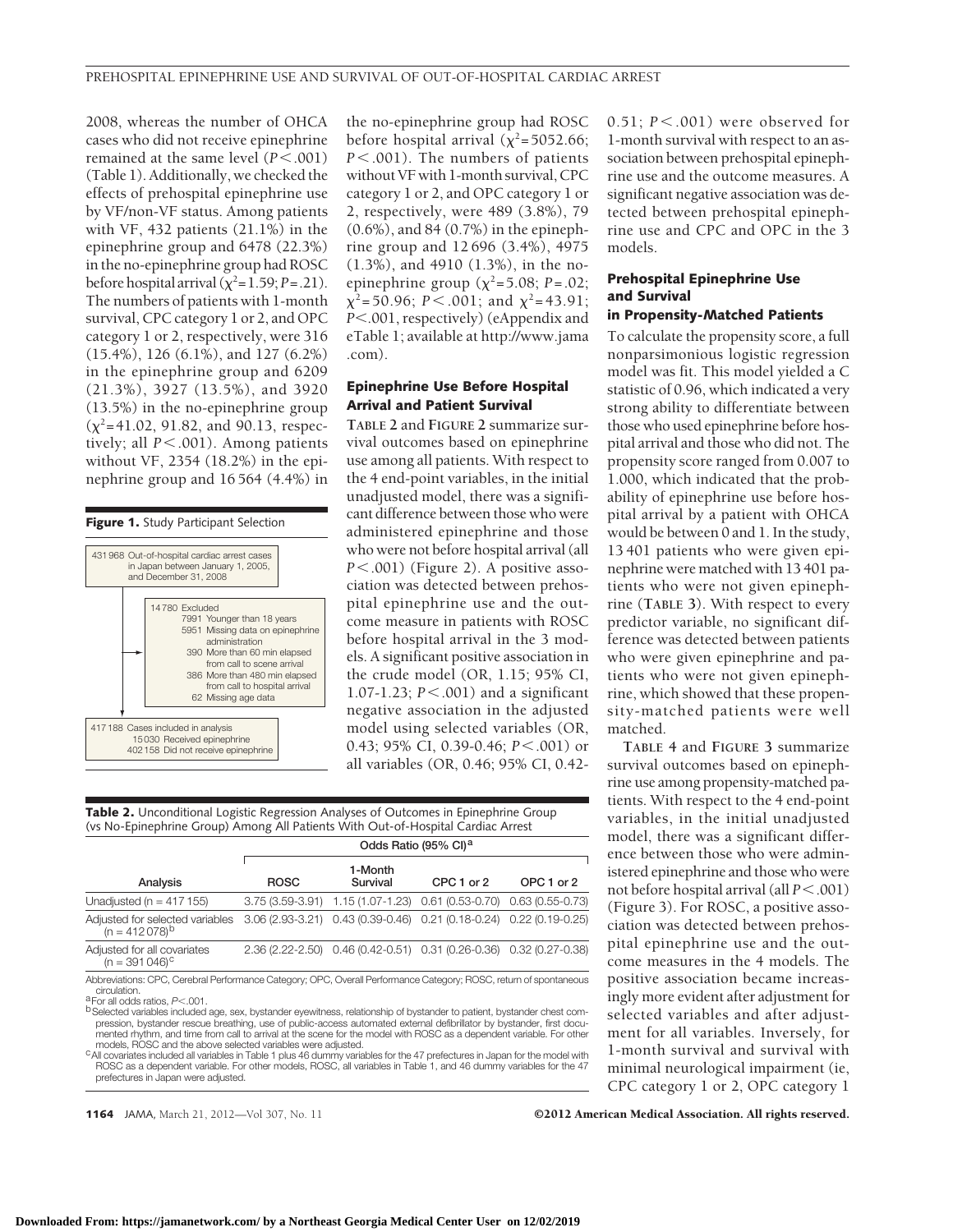2008, whereas the number of OHCA cases who did not receive epinephrine remained at the same level ($P < .001$) (Table 1). Additionally, we checked the effects of prehospital epinephrine use by VF/non-VF status. Among patients with VF, 432 patients (21.1%) in the epinephrine group and 6478 (22.3%) in the no-epinephrine group had ROSC before hospital arrival ($\chi^2 = 1.59$; $P = .21$). The numbers of patients with 1-month survival, CPC category 1 or 2, and OPC category 1 or 2, respectively, were 316 (15.4%), 126 (6.1%), and 127 (6.2%) in the epinephrine group and 6209 (21.3%), 3927 (13.5%), and 3920 (13.5%) in the no-epinephrine group ($\chi^2 = 41.02$, 91.82, and 90.13, respectively; all $P < .001$). Among patients without VF, 2354 (18.2%) in the epinephrine group and 16 564 (4.4%) in the no-epinephrine group had ROSC before hospital arrival ($\chi^2 = 5052.66$; $P < .001$). The numbers of patients without VF with 1-month survival, CPC category 1 or 2, and OPC category 1 or 2, respectively, were 489 (3.8%), 79 (0.6%), and 84 (0.7%) in the epinephrine group and 12 696 (3.4%), 4975 (1.3%), and 4910 (1.3%), in the no-epinephrine group ($\chi^2 = 5.08$; $P = .02$; $\chi^2 = 50.96$; $P < .001$; and $\chi^2 = 43.91$; $P < .001$, respectively) (eAppendix and eTable 1; available at http://www.jama.com).

**Figure 1.** Study Participant Selection

431 968 Out-of-hospital cardiac arrest cases in Japan between January 1, 2005, and December 31, 2008

14 780 Excluded
- 7991 Younger than 18 years
- 5951 Missing data on epinephrine administration
- 390 More than 60 min elapsed from call to scene arrival
- 386 More than 480 min elapsed from call to hospital arrival
- 62 Missing age data

417 188 Cases included in analysis
- 15 030 Received epinephrine
- 402 158 Did not receive epinephrine

### Epinephrine Use Before Hospital Arrival and Patient Survival

**TABLE 2** and **FIGURE 2** summarize survival outcomes based on epinephrine use among all patients. With respect to the 4 end-point variables, in the initial unadjusted model, there was a significant difference between those who were administered epinephrine and those who were not before hospital arrival (all $P < .001$) (Figure 2). A positive association was detected between prehospital epinephrine use and the outcome measure in patients with ROSC before hospital arrival in the 3 models. A significant positive association in the crude model (OR, 1.15; 95% CI, 1.07-1.23; $P < .001$) and a significant negative association in the adjusted model using selected variables (OR, 0.43; 95% CI, 0.39-0.46; $P < .001$) or all variables (OR, 0.46; 95% CI, 0.42-0.51; $P < .001$) were observed for 1-month survival with respect to an association between prehospital epinephrine use and the outcome measures. A significant negative association was detected between prehospital epinephrine use and CPC and OPC in the 3 models.

**Table 2.** Unconditional Logistic Regression Analyses of Outcomes in Epinephrine Group (vs No-Epinephrine Group) Among All Patients With Out-of-Hospital Cardiac Arrest

| Analysis | Odds Ratio (95% CI)[a] | | | |
|---|---|---|---|---|
| | ROSC | 1-Month Survival | CPC 1 or 2 | OPC 1 or 2 |
| Unadjusted (n = 417 155) | 3.75 (3.59-3.91) | 1.15 (1.07-1.23) | 0.61 (0.53-0.70) | 0.63 (0.55-0.73) |
| Adjusted for selected variables (n = 412 078)[b] | 3.06 (2.93-3.21) | 0.43 (0.39-0.46) | 0.21 (0.18-0.24) | 0.22 (0.19-0.25) |
| Adjusted for all covariates (n = 391 046)[c] | 2.36 (2.22-2.50) | 0.46 (0.42-0.51) | 0.31 (0.26-0.36) | 0.32 (0.27-0.38) |

Abbreviations: CPC, Cerebral Performance Category; OPC, Overall Performance Category; ROSC, return of spontaneous circulation.

[a] For all odds ratios, $P < .001$.

[b] Selected variables included age, sex, bystander eyewitness, relationship of bystander to patient, bystander chest compression, bystander rescue breathing, use of public-access automated external defibrillator by bystander, first documented rhythm, and time from call to arrival at the scene for the model with ROSC as a dependent variable. For other models, ROSC and the above selected variables were adjusted.

[c] All covariates included all variables in Table 1 plus 46 dummy variables for the 47 prefectures in Japan for the model with ROSC as a dependent variable. For other models, ROSC, all variables in Table 1, and 46 dummy variables for the 47 prefectures in Japan were adjusted.

### Prehospital Epinephrine Use and Survival in Propensity-Matched Patients

To calculate the propensity score, a full nonparsimonious logistic regression model was fit. This model yielded a C statistic of 0.96, which indicated a very strong ability to differentiate between those who used epinephrine before hospital arrival and those who did not. The propensity score ranged from 0.007 to 1.000, which indicated that the probability of epinephrine use before hospital arrival by a patient with OHCA would be between 0 and 1. In the study, 13 401 patients who were given epinephrine were matched with 13 401 patients who were not given epinephrine (**TABLE 3**). With respect to every predictor variable, no significant difference was detected between patients who were given epinephrine and patients who were not given epinephrine, which showed that these propensity-matched patients were well matched.

**TABLE 4** and **FIGURE 3** summarize survival outcomes based on epinephrine use among propensity-matched patients. With respect to the 4 end-point variables, in the initial unadjusted model, there was a significant difference between those who were administered epinephrine and those who were not before hospital arrival (all $P < .001$) (Figure 3). For ROSC, a positive association was detected between prehospital epinephrine use and the outcome measures in the 4 models. The positive association became increasingly more evident after adjustment for selected variables and after adjustment for all variables. Inversely, for 1-month survival and survival with minimal neurological impairment (ie, CPC category 1 or 2, OPC category 1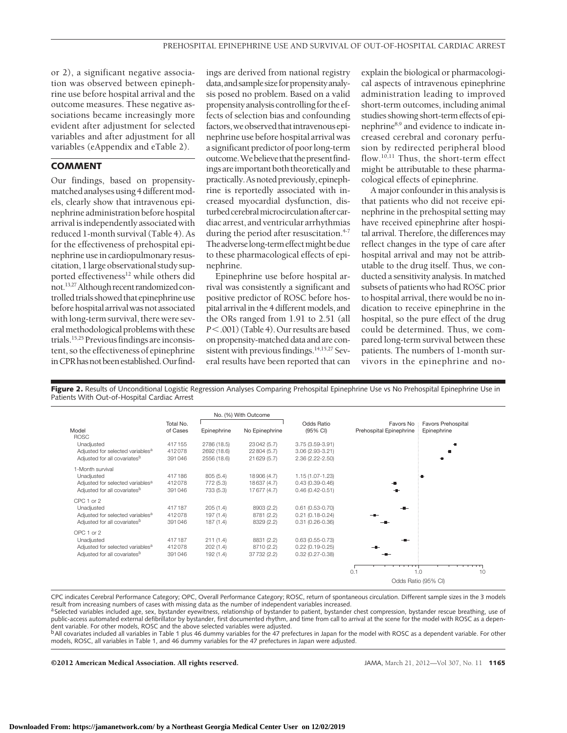or 2), a significant negative association was observed between epinephrine use before hospital arrival and the outcome measures. These negative associations became increasingly more evident after adjustment for selected variables and after adjustment for all variables (eAppendix and eTable 2).

## COMMENT

Our findings, based on propensity-matched analyses using 4 different models, clearly show that intravenous epinephrine administration before hospital arrival is independently associated with reduced 1-month survival (Table 4). As for the effectiveness of prehospital epinephrine use in cardiopulmonary resuscitation, 1 large observational study supported effectiveness[12] while others did not.[13,27] Although recent randomized controlled trials showed that epinephrine use before hospital arrival was not associated with long-term survival, there were several methodological problems with these trials.[15,25] Previous findings are inconsistent, so the effectiveness of epinephrine in CPR has not been established. Our findings are derived from national registry data, and sample size for propensity analysis posed no problem. Based on a valid propensity analysis controlling for the effects of selection bias and confounding factors, we observed that intravenous epinephrine use before hospital arrival was a significant predictor of poor long-term outcome. We believe that the present findings are important both theoretically and practically. As noted previously, epinephrine is reportedly associated with increased myocardial dysfunction, disturbed cerebral microcirculation after cardiac arrest, and ventricular arrhythmias during the period after resuscitation.[4-7] The adverse long-term effect might be due to these pharmacological effects of epinephrine.

Epinephrine use before hospital arrival was consistently a significant and positive predictor of ROSC before hospital arrival in the 4 different models, and the ORs ranged from 1.91 to 2.51 (all $P < .001$) (Table 4). Our results are based on propensity-matched data and are consistent with previous findings.[14,15,27] Several results have been reported that can explain the biological or pharmacological aspects of intravenous epinephrine administration leading to improved short-term outcomes, including animal studies showing short-term effects of epinephrine[8,9] and evidence to indicate increased cerebral and coronary perfusion by redirected peripheral blood flow.[10,11] Thus, the short-term effect might be attributable to these pharmacological effects of epinephrine.

A major confounder in this analysis is that patients who did not receive epinephrine in the prehospital setting may have received epinephrine after hospital arrival. Therefore, the differences may reflect changes in the type of care after hospital arrival and may not be attributable to the drug itself. Thus, we conducted a sensitivity analysis. In matched subsets of patients who had ROSC prior to hospital arrival, there would be no indication to receive epinephrine in the hospital, so the pure effect of the drug could be determined. Thus, we compared long-term survival between these patients. The numbers of 1-month survivors in the epinephrine and no-

**Figure 2.** Results of Unconditional Logistic Regression Analyses Comparing Prehospital Epinephrine Use vs No Prehospital Epinephrine Use in Patients With Out-of-Hospital Cardiac Arrest

| Model | Total No. of Cases | No. (%) With Outcome: Epinephrine | No. (%) With Outcome: No Epinephrine | Odds Ratio (95% CI) |
|---|---|---|---|---|
| **ROSC** | | | | |
| Unadjusted | 417155 | 2786 (18.5) | 23042 (5.7) | 3.75 (3.59-3.91) |
| Adjusted for selected variables[a] | 412078 | 2692 (18.6) | 22804 (5.7) | 3.06 (2.93-3.21) |
| Adjusted for all covariates[b] | 391046 | 2556 (18.6) | 21629 (5.7) | 2.36 (2.22-2.50) |
| **1-Month survival** | | | | |
| Unadjusted | 417186 | 805 (5.4) | 18906 (4.7) | 1.15 (1.07-1.23) |
| Adjusted for selected variables[a] | 412078 | 772 (5.3) | 18637 (4.7) | 0.43 (0.39-0.46) |
| Adjusted for all covariates[b] | 391046 | 733 (5.3) | 17677 (4.7) | 0.46 (0.42-0.51) |
| **CPC 1 or 2** | | | | |
| Unadjusted | 417187 | 205 (1.4) | 8903 (2.2) | 0.61 (0.53-0.70) |
| Adjusted for selected variables[a] | 412078 | 197 (1.4) | 8781 (2.2) | 0.21 (0.18-0.24) |
| Adjusted for all covariates[b] | 391046 | 187 (1.4) | 8329 (2.2) | 0.31 (0.26-0.36) |
| **OPC 1 or 2** | | | | |
| Unadjusted | 417187 | 211 (1.4) | 8831 (2.2) | 0.63 (0.55-0.73) |
| Adjusted for selected variables[a] | 412078 | 202 (1.4) | 8710 (2.2) | 0.22 (0.19-0.25) |
| Adjusted for all covariates[b] | 391046 | 192 (1.4) | 37732 (2.2) | 0.32 (0.27-0.38) |

Favors No Prehospital Epinephrine | Favors Prehospital Epinephrine; Odds Ratio (95% CI), axis 0.1 – 1.0 – 10

CPC indicates Cerebral Performance Category; OPC, Overall Performance Category; ROSC, return of spontaneous circulation. Different sample sizes in the 3 models result from increasing numbers of cases with missing data as the number of independent variables increased.

[a] Selected variables included age, sex, bystander eyewitness, relationship of bystander to patient, bystander chest compression, bystander rescue breathing, use of public-access automated external defibrillator by bystander, first documented rhythm, and time from call to arrival at the scene for the model with ROSC as a dependent variable. For other models, ROSC and the above selected variables were adjusted.

[b] All covariates included all variables in Table 1 plus 46 dummy variables for the 47 prefectures in Japan for the model with ROSC as a dependent variable. For other models, ROSC, all variables in Table 1, and 46 dummy variables for the 47 prefectures in Japan were adjusted.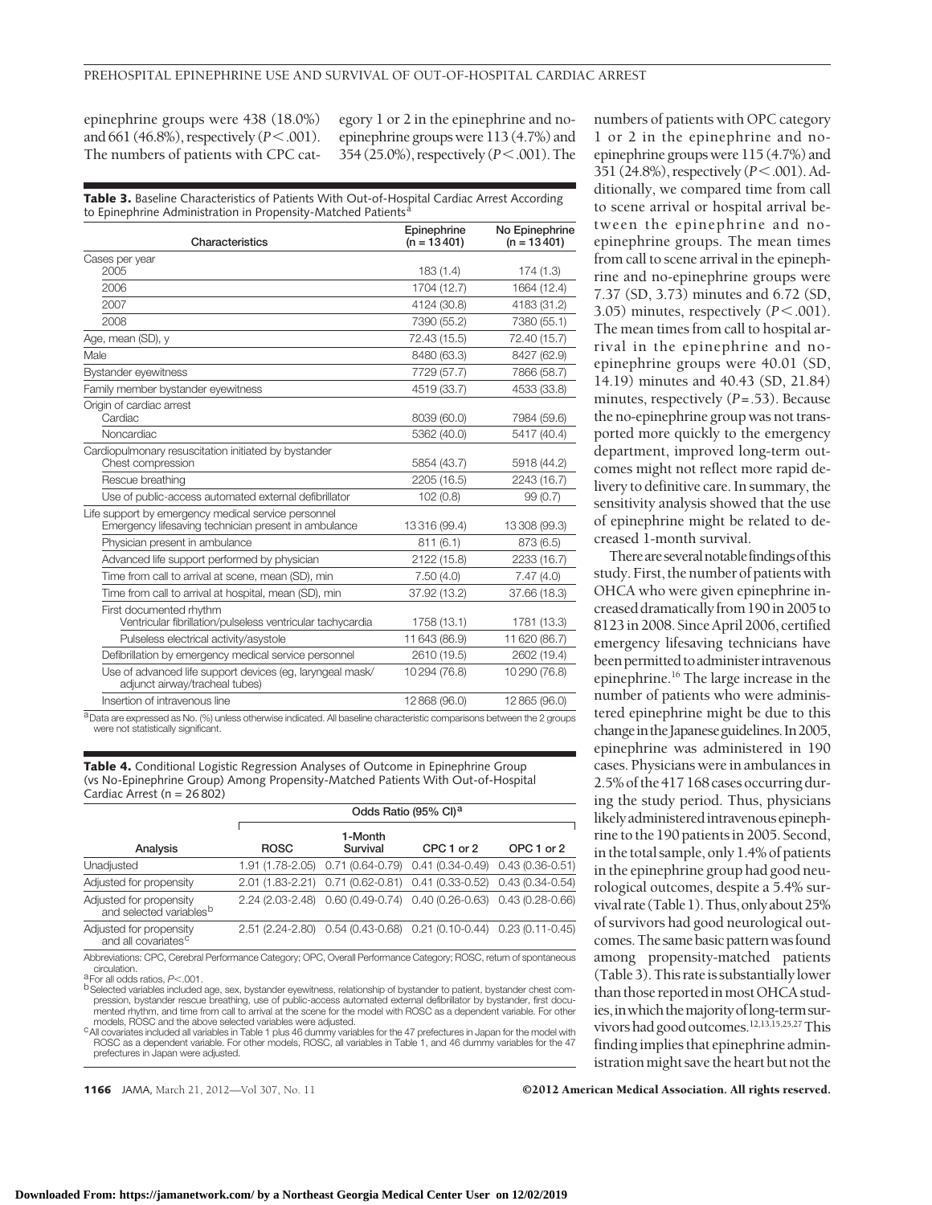epinephrine groups were 438 (18.0%) and 661 (46.8%), respectively ($P<.001$). The numbers of patients with CPC category 1 or 2 in the epinephrine and no-epinephrine groups were 113 (4.7%) and 354 (25.0%), respectively ($P<.001$). The numbers of patients with OPC category 1 or 2 in the epinephrine and no-epinephrine groups were 115 (4.7%) and 351 (24.8%), respectively ($P<.001$). Additionally, we compared time from call to scene arrival or hospital arrival between the epinephrine and no-epinephrine groups. The mean times from call to scene arrival in the epinephrine and no-epinephrine groups were 7.37 (SD, 3.73) minutes and 6.72 (SD, 3.05) minutes, respectively ($P<.001$). The mean times from call to hospital arrival in the epinephrine and no-epinephrine groups were 40.01 (SD, 14.19) minutes and 40.43 (SD, 21.84) minutes, respectively ($P=.53$). Because the no-epinephrine group was not transported more quickly to the emergency department, improved long-term outcomes might not reflect more rapid delivery to definitive care. In summary, the sensitivity analysis showed that the use of epinephrine might be related to decreased 1-month survival.

**Table 3.** Baseline Characteristics of Patients With Out-of-Hospital Cardiac Arrest According to Epinephrine Administration in Propensity-Matched Patients[a]

| Characteristics | Epinephrine (n = 13 401) | No Epinephrine (n = 13 401) |
|---|---|---|
| Cases per year | | |
| 2005 | 183 (1.4) | 174 (1.3) |
| 2006 | 1704 (12.7) | 1664 (12.4) |
| 2007 | 4124 (30.8) | 4183 (31.2) |
| 2008 | 7390 (55.2) | 7380 (55.1) |
| Age, mean (SD), y | 72.43 (15.5) | 72.40 (15.7) |
| Male | 8480 (63.3) | 8427 (62.9) |
| Bystander eyewitness | 7729 (57.7) | 7866 (58.7) |
| Family member bystander eyewitness | 4519 (33.7) | 4533 (33.8) |
| Origin of cardiac arrest | | |
| Cardiac | 8039 (60.0) | 7984 (59.6) |
| Noncardiac | 5362 (40.0) | 5417 (40.4) |
| Cardiopulmonary resuscitation initiated by bystander | | |
| Chest compression | 5854 (43.7) | 5918 (44.2) |
| Rescue breathing | 2205 (16.5) | 2243 (16.7) |
| Use of public-access automated external defibrillator | 102 (0.8) | 99 (0.7) |
| Life support by emergency medical service personnel | | |
| Emergency lifesaving technician present in ambulance | 13 316 (99.4) | 13 308 (99.3) |
| Physician present in ambulance | 811 (6.1) | 873 (6.5) |
| Advanced life support performed by physician | 2122 (15.8) | 2233 (16.7) |
| Time from call to arrival at scene, mean (SD), min | 7.50 (4.0) | 7.47 (4.0) |
| Time from call to arrival at hospital, mean (SD), min | 37.92 (13.2) | 37.66 (18.3) |
| First documented rhythm | | |
| Ventricular fibrillation/pulseless ventricular tachycardia | 1758 (13.1) | 1781 (13.3) |
| Pulseless electrical activity/asystole | 11 643 (86.9) | 11 620 (86.7) |
| Defibrillation by emergency medical service personnel | 2610 (19.5) | 2602 (19.4) |
| Use of advanced life support devices (eg, laryngeal mask/adjunct airway/tracheal tubes) | 10 294 (76.8) | 10 290 (76.8) |
| Insertion of intravenous line | 12 868 (96.0) | 12 865 (96.0) |

[a]Data are expressed as No. (%) unless otherwise indicated. All baseline characteristic comparisons between the 2 groups were not statistically significant.

**Table 4.** Conditional Logistic Regression Analyses of Outcome in Epinephrine Group (vs No-Epinephrine Group) Among Propensity-Matched Patients With Out-of-Hospital Cardiac Arrest (n = 26 802)

| | Odds Ratio (95% CI)[a] | | | |
|---|---|---|---|---|
| Analysis | ROSC | 1-Month Survival | CPC 1 or 2 | OPC 1 or 2 |
| Unadjusted | 1.91 (1.78-2.05) | 0.71 (0.64-0.79) | 0.41 (0.34-0.49) | 0.43 (0.36-0.51) |
| Adjusted for propensity | 2.01 (1.83-2.21) | 0.71 (0.62-0.81) | 0.41 (0.33-0.52) | 0.43 (0.34-0.54) |
| Adjusted for propensity and selected variables[b] | 2.24 (2.03-2.48) | 0.60 (0.49-0.74) | 0.40 (0.26-0.63) | 0.43 (0.28-0.66) |
| Adjusted for propensity and all covariates[c] | 2.51 (2.24-2.80) | 0.54 (0.43-0.68) | 0.21 (0.10-0.44) | 0.23 (0.11-0.45) |

Abbreviations: CPC, Cerebral Performance Category; OPC, Overall Performance Category; ROSC, return of spontaneous circulation.
[a]For all odds ratios, $P<.001$.
[b]Selected variables included age, sex, bystander eyewitness, relationship of bystander to patient, bystander chest compression, bystander rescue breathing, use of public-access automated external defibrillator by bystander, first documented rhythm, and time from call to arrival at the scene for the model with ROSC as a dependent variable. For other models, ROSC and the above selected variables were adjusted.
[c]All covariates included all variables in Table 1 plus 46 dummy variables for the 47 prefectures in Japan for the model with ROSC as a dependent variable. For other models, ROSC, all variables in Table 1, and 46 dummy variables for the 47 prefectures in Japan were adjusted.

There are several notable findings of this study. First, the number of patients with OHCA who were given epinephrine increased dramatically from 190 in 2005 to 8123 in 2008. Since April 2006, certified emergency lifesaving technicians have been permitted to administer intravenous epinephrine.[16] The large increase in the number of patients who were administered epinephrine might be due to this change in the Japanese guidelines. In 2005, epinephrine was administered in 190 cases. Physicians were in ambulances in 2.5% of the 417 168 cases occurring during the study period. Thus, physicians likely administered intravenous epinephrine to the 190 patients in 2005. Second, in the total sample, only 1.4% of patients in the epinephrine group had good neurological outcomes, despite a 5.4% survival rate (Table 1). Thus, only about 25% of survivors had good neurological outcomes. The same basic pattern was found among propensity-matched patients (Table 3). This rate is substantially lower than those reported in most OHCA studies, in which the majority of long-term survivors had good outcomes.[12,13,15,25,27] This finding implies that epinephrine administration might save the heart but not the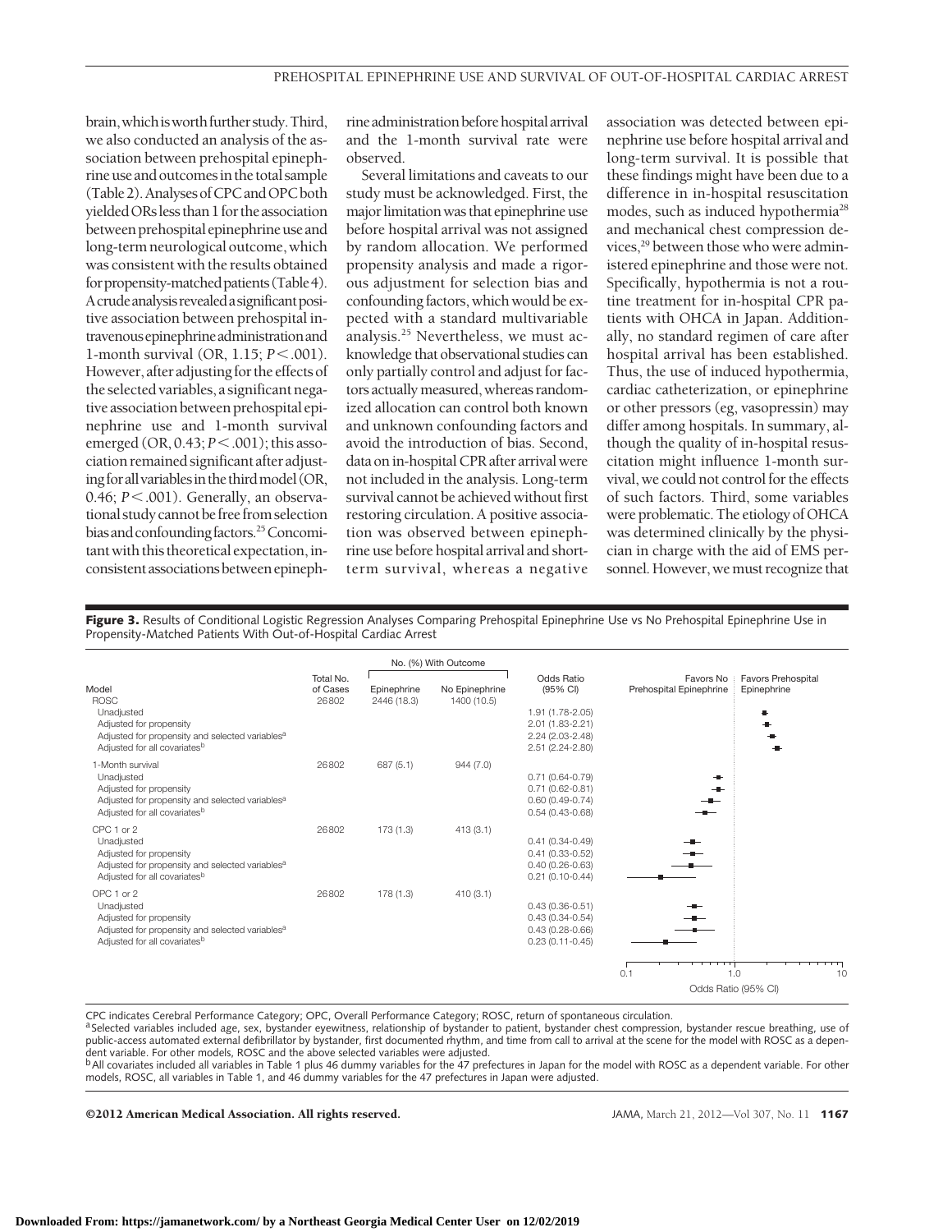brain, which is worth further study. Third, we also conducted an analysis of the association between prehospital epinephrine use and outcomes in the total sample (Table 2). Analyses of CPC and OPC both yielded ORs less than 1 for the association between prehospital epinephrine use and long-term neurological outcome, which was consistent with the results obtained for propensity-matched patients (Table 4). A crude analysis revealed a significant positive association between prehospital intravenous epinephrine administration and 1-month survival (OR, 1.15; $P < .001$). However, after adjusting for the effects of the selected variables, a significant negative association between prehospital epinephrine use and 1-month survival emerged (OR, 0.43; $P < .001$); this association remained significant after adjusting for all variables in the third model (OR, 0.46; $P < .001$). Generally, an observational study cannot be free from selection bias and confounding factors.[25] Concomitant with this theoretical expectation, inconsistent associations between epinephrine administration before hospital arrival and the 1-month survival rate were observed.

Several limitations and caveats to our study must be acknowledged. First, the major limitation was that epinephrine use before hospital arrival was not assigned by random allocation. We performed propensity analysis and made a rigorous adjustment for selection bias and confounding factors, which would be expected with a standard multivariable analysis.[25] Nevertheless, we must acknowledge that observational studies can only partially control and adjust for factors actually measured, whereas randomized allocation can control both known and unknown confounding factors and avoid the introduction of bias. Second, data on in-hospital CPR after arrival were not included in the analysis. Long-term survival cannot be achieved without first restoring circulation. A positive association was observed between epinephrine use before hospital arrival and short-term survival, whereas a negative association was detected between epinephrine use before hospital arrival and long-term survival. It is possible that these findings might have been due to a difference in in-hospital resuscitation modes, such as induced hypothermia[28] and mechanical chest compression devices,[29] between those who were administered epinephrine and those were not. Specifically, hypothermia is not a routine treatment for in-hospital CPR patients with OHCA in Japan. Additionally, no standard regimen of care after hospital arrival has been established. Thus, the use of induced hypothermia, cardiac catheterization, or epinephrine or other pressors (eg, vasopressin) may differ among hospitals. In summary, although the quality of in-hospital resuscitation might influence 1-month survival, we could not control for the effects of such factors. Third, some variables were problematic. The etiology of OHCA was determined clinically by the physician in charge with the aid of EMS personnel. However, we must recognize that

**Figure 3.** Results of Conditional Logistic Regression Analyses Comparing Prehospital Epinephrine Use vs No Prehospital Epinephrine Use in Propensity-Matched Patients With Out-of-Hospital Cardiac Arrest

| Model | Total No. of Cases | No. (%) With Outcome: Epinephrine | No. (%) With Outcome: No Epinephrine | Odds Ratio (95% CI) |
|---|---|---|---|---|
| **ROSC** | 26802 | 2446 (18.3) | 1400 (10.5) | |
| Unadjusted | | | | 1.91 (1.78-2.05) |
| Adjusted for propensity | | | | 2.01 (1.83-2.21) |
| Adjusted for propensity and selected variables[a] | | | | 2.24 (2.03-2.48) |
| Adjusted for all covariates[b] | | | | 2.51 (2.24-2.80) |
| **1-Month survival** | 26802 | 687 (5.1) | 944 (7.0) | |
| Unadjusted | | | | 0.71 (0.64-0.79) |
| Adjusted for propensity | | | | 0.71 (0.62-0.81) |
| Adjusted for propensity and selected variables[a] | | | | 0.60 (0.49-0.74) |
| Adjusted for all covariates[b] | | | | 0.54 (0.43-0.68) |
| **CPC 1 or 2** | 26802 | 173 (1.3) | 413 (3.1) | |
| Unadjusted | | | | 0.41 (0.34-0.49) |
| Adjusted for propensity | | | | 0.41 (0.33-0.52) |
| Adjusted for propensity and selected variables[a] | | | | 0.40 (0.26-0.63) |
| Adjusted for all covariates[b] | | | | 0.21 (0.10-0.44) |
| **OPC 1 or 2** | 26802 | 178 (1.3) | 410 (3.1) | |
| Unadjusted | | | | 0.43 (0.36-0.51) |
| Adjusted for propensity | | | | 0.43 (0.34-0.54) |
| Adjusted for propensity and selected variables[a] | | | | 0.43 (0.28-0.66) |
| Adjusted for all covariates[b] | | | | 0.23 (0.11-0.45) |

Favors No Prehospital Epinephrine | Favors Prehospital Epinephrine

Odds Ratio (95% CI) (axis: 0.1, 1.0, 10)

CPC indicates Cerebral Performance Category; OPC, Overall Performance Category; ROSC, return of spontaneous circulation.

[a] Selected variables included age, sex, bystander eyewitness, relationship of bystander to patient, bystander chest compression, bystander rescue breathing, use of public-access automated external defibrillator by bystander, first documented rhythm, and time from call to arrival at the scene for the model with ROSC as a dependent variable. For other models, ROSC and the above selected variables were adjusted.

[b] All covariates included all variables in Table 1 plus 46 dummy variables for the 47 prefectures in Japan for the model with ROSC as a dependent variable. For other models, ROSC, all variables in Table 1, and 46 dummy variables for the 47 prefectures in Japan were adjusted.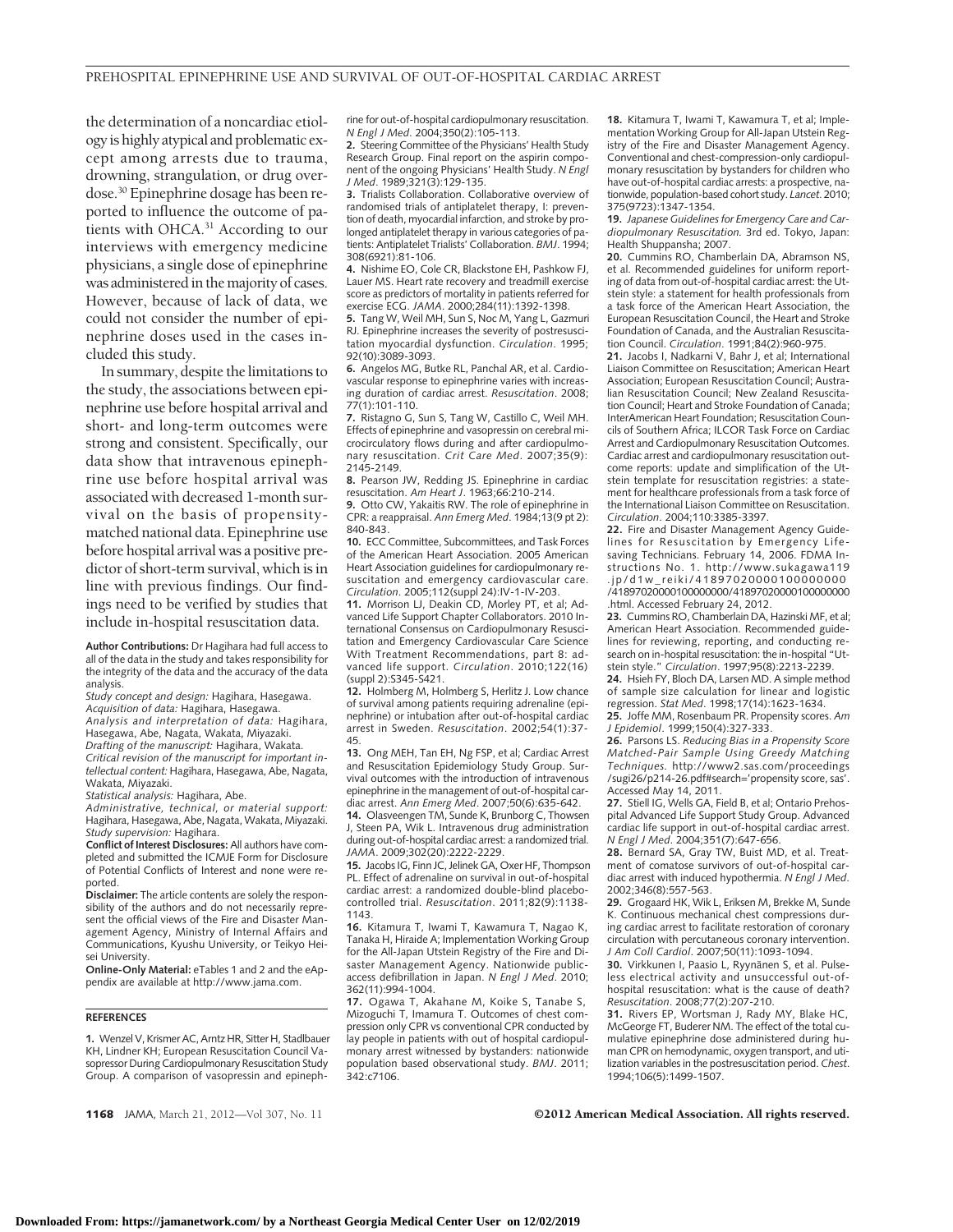the determination of a noncardiac etiology is highly atypical and problematic except among arrests due to trauma, drowning, strangulation, or drug overdose.[30] Epinephrine dosage has been reported to influence the outcome of patients with OHCA.[31] According to our interviews with emergency medicine physicians, a single dose of epinephrine was administered in the majority of cases. However, because of lack of data, we could not consider the number of epinephrine doses used in the cases included this study.

In summary, despite the limitations to the study, the associations between epinephrine use before hospital arrival and short- and long-term outcomes were strong and consistent. Specifically, our data show that intravenous epinephrine use before hospital arrival was associated with decreased 1-month survival on the basis of propensity-matched national data. Epinephrine use before hospital arrival was a positive predictor of short-term survival, which is in line with previous findings. Our findings need to be verified by studies that include in-hospital resuscitation data.

**Author Contributions:** Dr Hagihara had full access to all of the data in the study and takes responsibility for the integrity of the data and the accuracy of the data analysis.

*Study concept and design:* Hagihara, Hasegawa.
*Acquisition of data:* Hagihara, Hasegawa.
*Analysis and interpretation of data:* Hagihara, Hasegawa, Abe, Nagata, Wakata, Miyazaki.
*Drafting of the manuscript:* Hagihara, Wakata.
*Critical revision of the manuscript for important intellectual content:* Hagihara, Hasegawa, Abe, Nagata, Wakata, Miyazaki.
*Statistical analysis:* Hagihara, Abe.
*Administrative, technical, or material support:* Hagihara, Hasegawa, Abe, Nagata, Wakata, Miyazaki.
*Study supervision:* Hagihara.

**Conflict of Interest Disclosures:** All authors have completed and submitted the ICMJE Form for Disclosure of Potential Conflicts of Interest and none were reported.

**Disclaimer:** The article contents are solely the responsibility of the authors and do not necessarily represent the official views of the Fire and Disaster Management Agency, Ministry of Internal Affairs and Communications, Kyushu University, or Teikyo Heisei University.

**Online-Only Material:** eTables 1 and 2 and the eAppendix are available at http://www.jama.com.

## REFERENCES

1. Wenzel V, Krismer AC, Arntz HR, Sitter H, Stadlbauer KH, Lindner KH; European Resuscitation Council Vasopressor During Cardiopulmonary Resuscitation Study Group. A comparison of vasopressin and epinephrine for out-of-hospital cardiopulmonary resuscitation. *N Engl J Med*. 2004;350(2):105-113.
2. Steering Committee of the Physicians' Health Study Research Group. Final report on the aspirin component of the ongoing Physicians' Health Study. *N Engl J Med*. 1989;321(3):129-135.
3. Trialists Collaboration. Collaborative overview of randomised trials of antiplatelet therapy, I: prevention of death, myocardial infarction, and stroke by prolonged antiplatelet therapy in various categories of patients: Antiplatelet Trialists' Collaboration. *BMJ*. 1994;308(6921):81-106.
4. Nishime EO, Cole CR, Blackstone EH, Pashkow FJ, Lauer MS. Heart rate recovery and treadmill exercise score as predictors of mortality in patients referred for exercise ECG. *JAMA*. 2000;284(11):1392-1398.
5. Tang W, Weil MH, Sun S, Noc M, Yang L, Gazmuri RJ. Epinephrine increases the severity of postresuscitation myocardial dysfunction. *Circulation*. 1995;92(10):3089-3093.
6. Angelos MG, Butke RL, Panchal AR, et al. Cardiovascular response to epinephrine varies with increasing duration of cardiac arrest. *Resuscitation*. 2008;77(1):101-110.
7. Ristagno G, Sun S, Tang W, Castillo C, Weil MH. Effects of epinephrine and vasopressin on cerebral microcirculatory flows during and after cardiopulmonary resuscitation. *Crit Care Med*. 2007;35(9):2145-2149.
8. Pearson JW, Redding JS. Epinephrine in cardiac resuscitation. *Am Heart J*. 1963;66:210-214.
9. Otto CW, Yakaitis RW. The role of epinephrine in CPR: a reappraisal. *Ann Emerg Med*. 1984;13(9 pt 2):840-843.
10. ECC Committee, Subcommittees, and Task Forces of the American Heart Association. 2005 American Heart Association guidelines for cardiopulmonary resuscitation and emergency cardiovascular care. *Circulation*. 2005;112(suppl 24):IV-1-IV-203.
11. Morrison LJ, Deakin CD, Morley PT, et al; Advanced Life Support Chapter Collaborators. 2010 International Consensus on Cardiopulmonary Resuscitation and Emergency Cardiovascular Care Science With Treatment Recommendations, part 8: advanced life support. *Circulation*. 2010;122(16)(suppl 2):S345-S421.
12. Holmberg M, Holmberg S, Herlitz J. Low chance of survival among patients requiring adrenaline (epinephrine) or intubation after out-of-hospital cardiac arrest in Sweden. *Resuscitation*. 2002;54(1):37-45.
13. Ong MEH, Tan EH, Ng FSP, et al; Cardiac Arrest and Resuscitation Epidemiology Study Group. Survival outcomes with the introduction of intravenous epinephrine in the management of out-of-hospital cardiac arrest. *Ann Emerg Med*. 2007;50(6):635-642.
14. Olasveengen TM, Sunde K, Brunborg C, Thowsen J, Steen PA, Wik L. Intravenous drug administration during out-of-hospital cardiac arrest: a randomized trial. *JAMA*. 2009;302(20):2222-2229.
15. Jacobs IG, Finn JC, Jelinek GA, Oxer HF, Thompson PL. Effect of adrenaline on survival in out-of-hospital cardiac arrest: a randomized double-blind placebo-controlled trial. *Resuscitation*. 2011;82(9):1138-1143.
16. Kitamura T, Iwami T, Kawamura T, Nagao K, Tanaka H, Hiraide A; Implementation Working Group for the All-Japan Utstein Registry of the Fire and Disaster Management Agency. Nationwide public-access defibrillation in Japan. *N Engl J Med*. 2010;362(11):994-1004.
17. Ogawa T, Akahane M, Koike S, Tanabe S, Mizoguchi T, Imamura T. Outcomes of chest compression only CPR vs conventional CPR conducted by lay people in patients with out of hospital cardiopulmonary arrest witnessed by bystanders: nationwide population based observational study. *BMJ*. 2011;342:c7106.
18. Kitamura T, Iwami T, Kawamura T, et al; Implementation Working Group for All-Japan Utstein Registry of the Fire and Disaster Management Agency. Conventional and chest-compression-only cardiopulmonary resuscitation by bystanders for children who have out-of-hospital cardiac arrests: a prospective, nationwide, population-based cohort study. *Lancet*. 2010;375(9723):1347-1354.
19. *Japanese Guidelines for Emergency Care and Cardiopulmonary Resuscitation.* 3rd ed. Tokyo, Japan: Health Shuppansha; 2007.
20. Cummins RO, Chamberlain DA, Abramson NS, et al. Recommended guidelines for uniform reporting of data from out-of-hospital cardiac arrest: the Utstein style: a statement for health professionals from a task force of the American Heart Association, the European Resuscitation Council, the Heart and Stroke Foundation of Canada, and the Australian Resuscitation Council. *Circulation*. 1991;84(2):960-975.
21. Jacobs I, Nadkarni V, Bahr J, et al; International Liaison Committee on Resuscitation; American Heart Association; European Resuscitation Council; Australian Resuscitation Council; New Zealand Resuscitation Council; Heart and Stroke Foundation of Canada; InterAmerican Heart Foundation; Resuscitation Councils of Southern Africa; ILCOR Task Force on Cardiac Arrest and Cardiopulmonary Resuscitation Outcomes. Cardiac arrest and cardiopulmonary resuscitation outcome reports: update and simplification of the Utstein template for resuscitation registries: a statement for healthcare professionals from a task force of the International Liaison Committee on Resuscitation. *Circulation*. 2004;110:3385-3397.
22. Fire and Disaster Management Agency Guidelines for Resuscitation by Emergency Lifesaving Technicians. February 14, 2006. FDMA Instructions No. 1. http://www.sukagawa119.jp/d1w_reiki/418970200001000000000/418970200001000000000/418970200001000000000.html. Accessed February 24, 2012.
23. Cummins RO, Chamberlain DA, Hazinski MF, et al; American Heart Association. Recommended guidelines for reviewing, reporting, and conducting research on in-hospital resuscitation: the in-hospital "Utstein style." *Circulation*. 1997;95(8):2213-2239.
24. Hsieh FY, Bloch DA, Larsen MD. A simple method of sample size calculation for linear and logistic regression. *Stat Med*. 1998;17(14):1623-1634.
25. Joffe MM, Rosenbaum PR. Propensity scores. *Am J Epidemiol*. 1999;150(4):327-333.
26. Parsons LS. *Reducing Bias in a Propensity Score Matched-Pair Sample Using Greedy Matching Techniques.* http://www2.sas.com/proceedings/sugi26/p214-26.pdf#search='propensity score, sas'. Accessed May 14, 2011.
27. Stiell IG, Wells GA, Field B, et al; Ontario Prehospital Advanced Life Support Study Group. Advanced cardiac life support in out-of-hospital cardiac arrest. *N Engl J Med*. 2004;351(7):647-656.
28. Bernard SA, Gray TW, Buist MD, et al. Treatment of comatose survivors of out-of-hospital cardiac arrest with induced hypothermia. *N Engl J Med*. 2002;346(8):557-563.
29. Grogaard HK, Wik L, Eriksen M, Brekke M, Sunde K. Continuous mechanical chest compressions during cardiac arrest to facilitate restoration of coronary circulation with percutaneous coronary intervention. *J Am Coll Cardiol*. 2007;50(11):1093-1094.
30. Virkkunen I, Paasio L, Ryynänen S, et al. Pulseless electrical activity and unsuccessful out-of-hospital resuscitation: what is the cause of death? *Resuscitation*. 2008;77(2):207-210.
31. Rivers EP, Wortsman J, Rady MY, Blake HC, McGeorge FT, Buderer NM. The effect of the total cumulative epinephrine dose administered during human CPR on hemodynamic, oxygen transport, and utilization variables in the postresuscitation period. *Chest*. 1994;106(5):1499-1507.